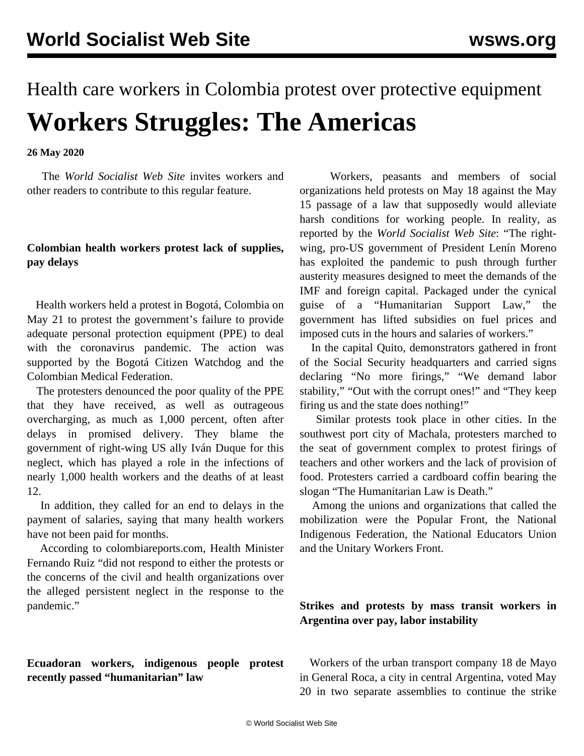Health care workers in Colombia protest over protective equipment

# Workers Struggles: The Americas

**26 May 2020**

The *World Socialist Web Site* invites workers and other readers to contribute to this regular feature.

**Colombian health workers protest lack of supplies, pay delays**

Health workers held a protest in Bogotá, Colombia on May 21 to protest the government's failure to provide adequate personal protection equipment (PPE) to deal with the coronavirus pandemic. The action was supported by the Bogotá Citizen Watchdog and the Colombian Medical Federation.

The protesters denounced the poor quality of the PPE that they have received, as well as outrageous overcharging, as much as 1,000 percent, often after delays in promised delivery. They blame the government of right-wing US ally Iván Duque for this neglect, which has played a role in the infections of nearly 1,000 health workers and the deaths of at least 12.

In addition, they called for an end to delays in the payment of salaries, saying that many health workers have not been paid for months.

According to colombiareports.com, Health Minister Fernando Ruiz "did not respond to either the protests or the concerns of the civil and health organizations over the alleged persistent neglect in the response to the pandemic."

**Ecuadoran workers, indigenous people protest recently passed "humanitarian" law**

Workers, peasants and members of social organizations held protests on May 18 against the May 15 passage of a law that supposedly would alleviate harsh conditions for working people. In reality, as reported by the *World Socialist Web Site*: "The right-wing, pro-US government of President Lenín Moreno has exploited the pandemic to push through further austerity measures designed to meet the demands of the IMF and foreign capital. Packaged under the cynical guise of a "Humanitarian Support Law," the government has lifted subsidies on fuel prices and imposed cuts in the hours and salaries of workers."

In the capital Quito, demonstrators gathered in front of the Social Security headquarters and carried signs declaring "No more firings," "We demand labor stability," "Out with the corrupt ones!" and "They keep firing us and the state does nothing!"

Similar protests took place in other cities. In the southwest port city of Machala, protesters marched to the seat of government complex to protest firings of teachers and other workers and the lack of provision of food. Protesters carried a cardboard coffin bearing the slogan "The Humanitarian Law is Death."

Among the unions and organizations that called the mobilization were the Popular Front, the National Indigenous Federation, the National Educators Union and the Unitary Workers Front.

**Strikes and protests by mass transit workers in Argentina over pay, labor instability**

Workers of the urban transport company 18 de Mayo in General Roca, a city in central Argentina, voted May 20 in two separate assemblies to continue the strike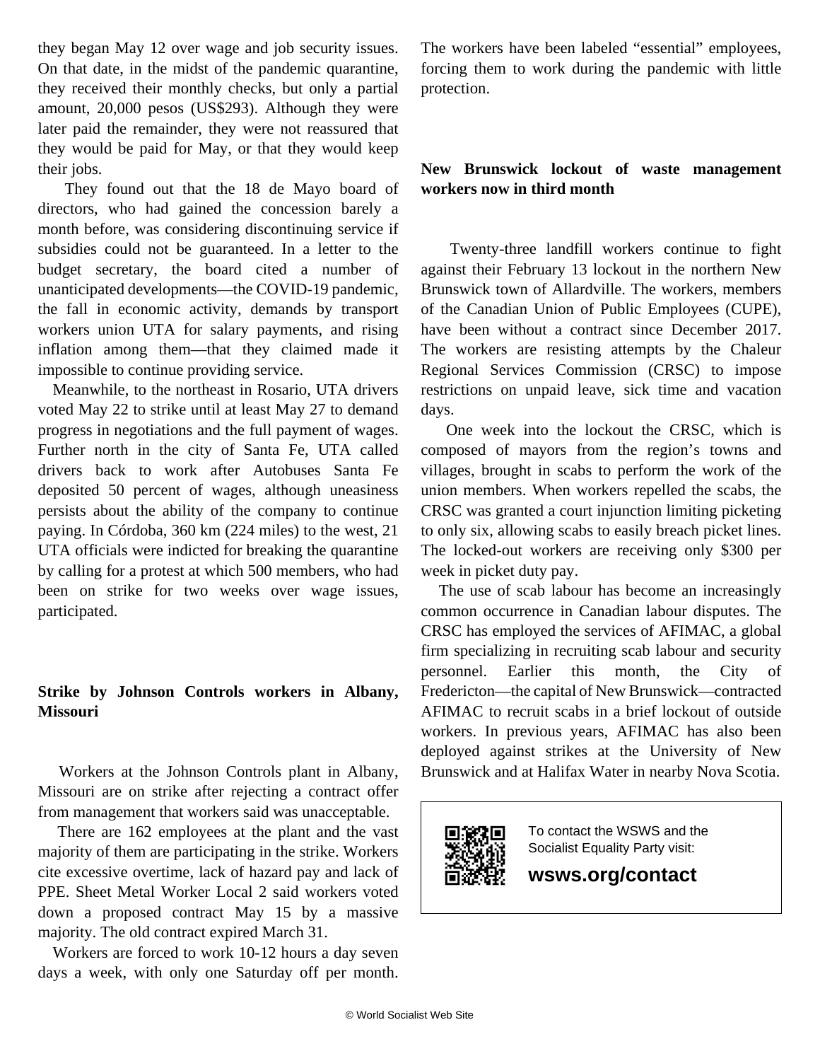they began May 12 over wage and job security issues. On that date, in the midst of the pandemic quarantine, they received their monthly checks, but only a partial amount, 20,000 pesos (US$293). Although they were later paid the remainder, they were not reassured that they would be paid for May, or that they would keep their jobs.

They found out that the 18 de Mayo board of directors, who had gained the concession barely a month before, was considering discontinuing service if subsidies could not be guaranteed. In a letter to the budget secretary, the board cited a number of unanticipated developments—the COVID-19 pandemic, the fall in economic activity, demands by transport workers union UTA for salary payments, and rising inflation among them—that they claimed made it impossible to continue providing service.

Meanwhile, to the northeast in Rosario, UTA drivers voted May 22 to strike until at least May 27 to demand progress in negotiations and the full payment of wages. Further north in the city of Santa Fe, UTA called drivers back to work after Autobuses Santa Fe deposited 50 percent of wages, although uneasiness persists about the ability of the company to continue paying. In Córdoba, 360 km (224 miles) to the west, 21 UTA officials were indicted for breaking the quarantine by calling for a protest at which 500 members, who had been on strike for two weeks over wage issues, participated.

**Strike by Johnson Controls workers in Albany, Missouri**

Workers at the Johnson Controls plant in Albany, Missouri are on strike after rejecting a contract offer from management that workers said was unacceptable.

There are 162 employees at the plant and the vast majority of them are participating in the strike. Workers cite excessive overtime, lack of hazard pay and lack of PPE. Sheet Metal Worker Local 2 said workers voted down a proposed contract May 15 by a massive majority. The old contract expired March 31.

Workers are forced to work 10-12 hours a day seven days a week, with only one Saturday off per month. The workers have been labeled "essential" employees, forcing them to work during the pandemic with little protection.

**New Brunswick lockout of waste management workers now in third month**

Twenty-three landfill workers continue to fight against their February 13 lockout in the northern New Brunswick town of Allardville. The workers, members of the Canadian Union of Public Employees (CUPE), have been without a contract since December 2017. The workers are resisting attempts by the Chaleur Regional Services Commission (CRSC) to impose restrictions on unpaid leave, sick time and vacation days.

One week into the lockout the CRSC, which is composed of mayors from the region's towns and villages, brought in scabs to perform the work of the union members. When workers repelled the scabs, the CRSC was granted a court injunction limiting picketing to only six, allowing scabs to easily breach picket lines. The locked-out workers are receiving only $300 per week in picket duty pay.

The use of scab labour has become an increasingly common occurrence in Canadian labour disputes. The CRSC has employed the services of AFIMAC, a global firm specializing in recruiting scab labour and security personnel. Earlier this month, the City of Fredericton—the capital of New Brunswick—contracted AFIMAC to recruit scabs in a brief lockout of outside workers. In previous years, AFIMAC has also been deployed against strikes at the University of New Brunswick and at Halifax Water in nearby Nova Scotia.

To contact the WSWS and the Socialist Equality Party visit:

**wsws.org/contact**